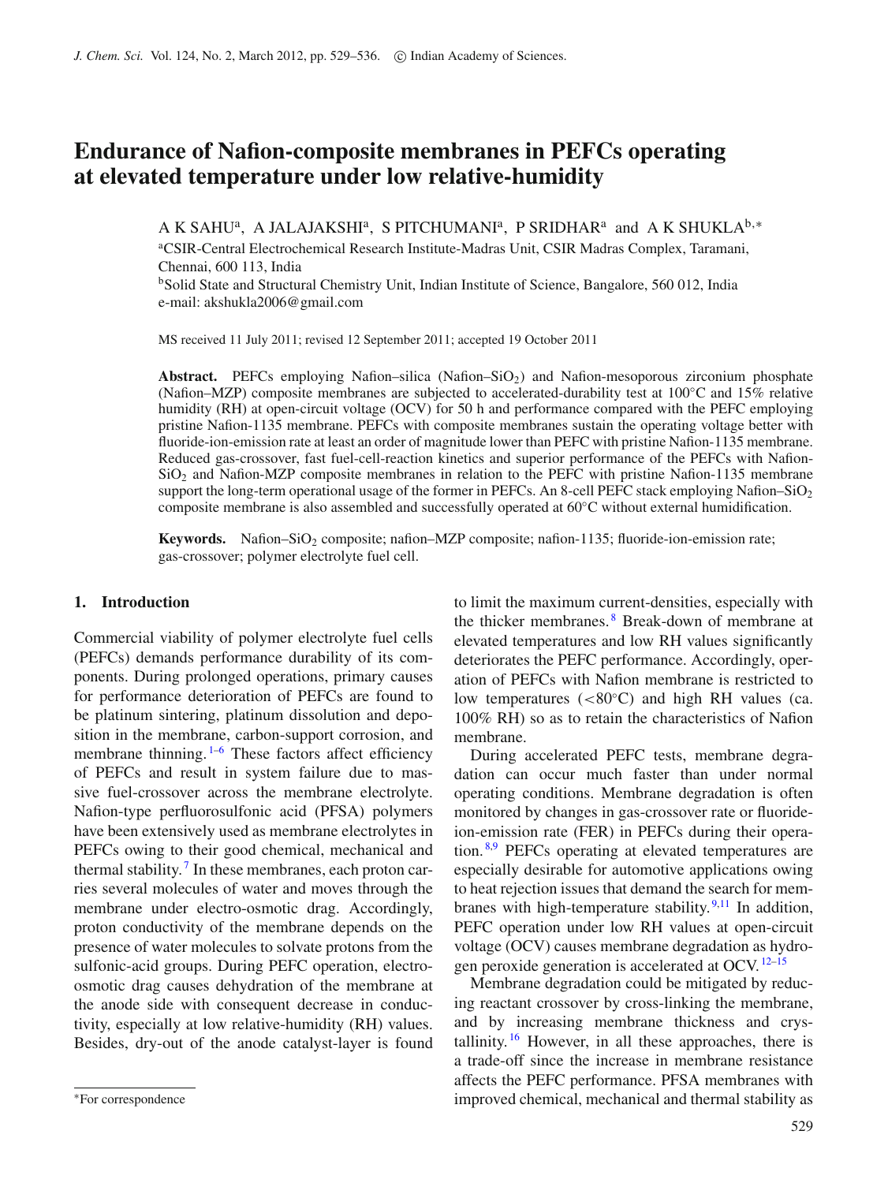# Endurance of Nafion-composite membranes in PEFCs operating at elevated temperature under low relative-humidity

A K SAHU[a], A JALAJAKSHI[a], S PITCHUMANI[a], P SRIDHAR[a] and A K SHUKLA[b,*]

[a]CSIR-Central Electrochemical Research Institute-Madras Unit, CSIR Madras Complex, Taramani, Chennai, 600 113, India

[b]Solid State and Structural Chemistry Unit, Indian Institute of Science, Bangalore, 560 012, India

e-mail: akshukla2006@gmail.com

MS received 11 July 2011; revised 12 September 2011; accepted 19 October 2011

**Abstract.** PEFCs employing Nafion–silica (Nafion–$SiO_2$) and Nafion-mesoporous zirconium phosphate (Nafion–MZP) composite membranes are subjected to accelerated-durability test at 100°C and 15% relative humidity (RH) at open-circuit voltage (OCV) for 50 h and performance compared with the PEFC employing pristine Nafion-1135 membrane. PEFCs with composite membranes sustain the operating voltage better with fluoride-ion-emission rate at least an order of magnitude lower than PEFC with pristine Nafion-1135 membrane. Reduced gas-crossover, fast fuel-cell-reaction kinetics and superior performance of the PEFCs with Nafion-$SiO_2$ and Nafion-MZP composite membranes in relation to the PEFC with pristine Nafion-1135 membrane support the long-term operational usage of the former in PEFCs. An 8-cell PEFC stack employing Nafion–$SiO_2$ composite membrane is also assembled and successfully operated at 60°C without external humidification.

**Keywords.** Nafion–$SiO_2$ composite; nafion–MZP composite; nafion-1135; fluoride-ion-emission rate; gas-crossover; polymer electrolyte fuel cell.

## 1. Introduction

Commercial viability of polymer electrolyte fuel cells (PEFCs) demands performance durability of its components. During prolonged operations, primary causes for performance deterioration of PEFCs are found to be platinum sintering, platinum dissolution and deposition in the membrane, carbon-support corrosion, and membrane thinning.[1–6] These factors affect efficiency of PEFCs and result in system failure due to massive fuel-crossover across the membrane electrolyte. Nafion-type perfluorosulfonic acid (PFSA) polymers have been extensively used as membrane electrolytes in PEFCs owing to their good chemical, mechanical and thermal stability.[7] In these membranes, each proton carries several molecules of water and moves through the membrane under electro-osmotic drag. Accordingly, proton conductivity of the membrane depends on the presence of water molecules to solvate protons from the sulfonic-acid groups. During PEFC operation, electro-osmotic drag causes dehydration of the membrane at the anode side with consequent decrease in conductivity, especially at low relative-humidity (RH) values. Besides, dry-out of the anode catalyst-layer is found to limit the maximum current-densities, especially with the thicker membranes.[8] Break-down of membrane at elevated temperatures and low RH values significantly deteriorates the PEFC performance. Accordingly, operation of PEFCs with Nafion membrane is restricted to low temperatures (<80°C) and high RH values (ca. 100% RH) so as to retain the characteristics of Nafion membrane.

During accelerated PEFC tests, membrane degradation can occur much faster than under normal operating conditions. Membrane degradation is often monitored by changes in gas-crossover rate or fluoride-ion-emission rate (FER) in PEFCs during their operation.[8,9] PEFCs operating at elevated temperatures are especially desirable for automotive applications owing to heat rejection issues that demand the search for membranes with high-temperature stability.[9,11] In addition, PEFC operation under low RH values at open-circuit voltage (OCV) causes membrane degradation as hydrogen peroxide generation is accelerated at OCV.[12–15]

Membrane degradation could be mitigated by reducing reactant crossover by cross-linking the membrane, and by increasing membrane thickness and crystallinity.[16] However, in all these approaches, there is a trade-off since the increase in membrane resistance affects the PEFC performance. PFSA membranes with improved chemical, mechanical and thermal stability as

*For correspondence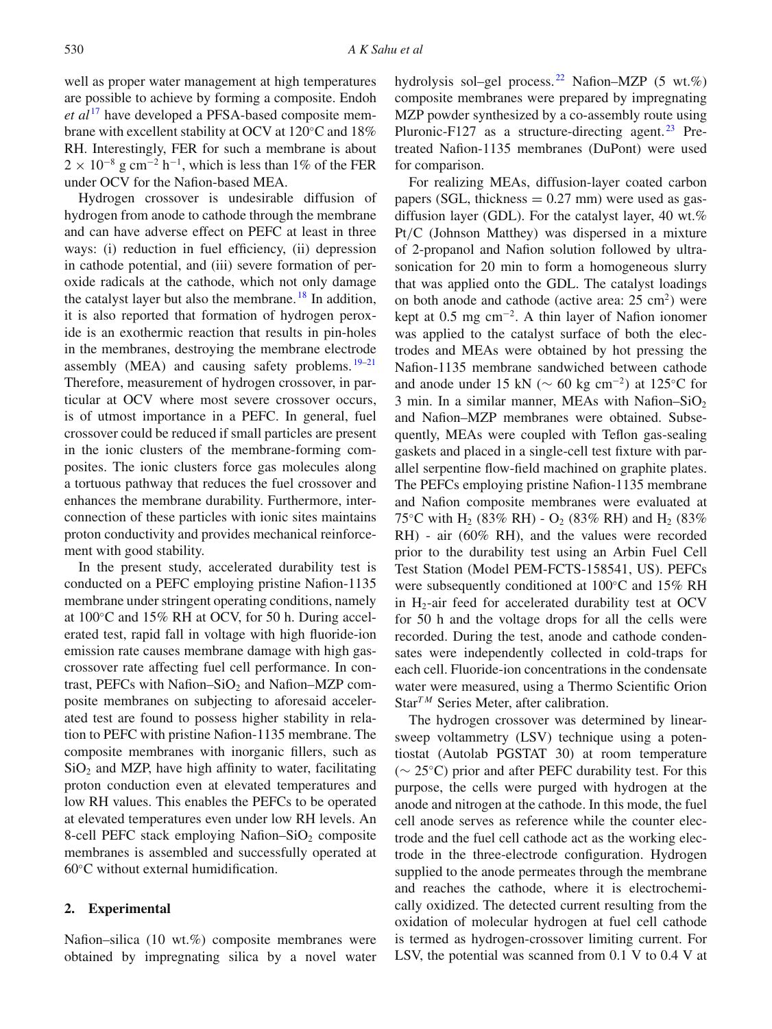well as proper water management at high temperatures are possible to achieve by forming a composite. Endoh *et al*[17] have developed a PFSA-based composite membrane with excellent stability at OCV at 120°C and 18% RH. Interestingly, FER for such a membrane is about $2 \times 10^{-8}$ g cm$^{-2}$ h$^{-1}$, which is less than 1% of the FER under OCV for the Nafion-based MEA.

Hydrogen crossover is undesirable diffusion of hydrogen from anode to cathode through the membrane and can have adverse effect on PEFC at least in three ways: (i) reduction in fuel efficiency, (ii) depression in cathode potential, and (iii) severe formation of peroxide radicals at the cathode, which not only damage the catalyst layer but also the membrane.[18] In addition, it is also reported that formation of hydrogen peroxide is an exothermic reaction that results in pin-holes in the membranes, destroying the membrane electrode assembly (MEA) and causing safety problems.[19–21] Therefore, measurement of hydrogen crossover, in particular at OCV where most severe crossover occurs, is of utmost importance in a PEFC. In general, fuel crossover could be reduced if small particles are present in the ionic clusters of the membrane-forming composites. The ionic clusters force gas molecules along a tortuous pathway that reduces the fuel crossover and enhances the membrane durability. Furthermore, interconnection of these particles with ionic sites maintains proton conductivity and provides mechanical reinforcement with good stability.

In the present study, accelerated durability test is conducted on a PEFC employing pristine Nafion-1135 membrane under stringent operating conditions, namely at 100°C and 15% RH at OCV, for 50 h. During accelerated test, rapid fall in voltage with high fluoride-ion emission rate causes membrane damage with high gas-crossover rate affecting fuel cell performance. In contrast, PEFCs with Nafion–$SiO_2$ and Nafion–MZP composite membranes on subjecting to aforesaid accelerated test are found to possess higher stability in relation to PEFC with pristine Nafion-1135 membrane. The composite membranes with inorganic fillers, such as $SiO_2$ and MZP, have high affinity to water, facilitating proton conduction even at elevated temperatures and low RH values. This enables the PEFCs to be operated at elevated temperatures even under low RH levels. An 8-cell PEFC stack employing Nafion–$SiO_2$ composite membranes is assembled and successfully operated at 60°C without external humidification.

## 2. Experimental

Nafion–silica (10 wt.%) composite membranes were obtained by impregnating silica by a novel water hydrolysis sol–gel process.[22] Nafion–MZP (5 wt.%) composite membranes were prepared by impregnating MZP powder synthesized by a co-assembly route using Pluronic-F127 as a structure-directing agent.[23] Pretreated Nafion-1135 membranes (DuPont) were used for comparison.

For realizing MEAs, diffusion-layer coated carbon papers (SGL, thickness = 0.27 mm) were used as gas-diffusion layer (GDL). For the catalyst layer, 40 wt.% Pt/C (Johnson Matthey) was dispersed in a mixture of 2-propanol and Nafion solution followed by ultrasonication for 20 min to form a homogeneous slurry that was applied onto the GDL. The catalyst loadings on both anode and cathode (active area: 25 cm$^2$) were kept at 0.5 mg cm$^{-2}$. A thin layer of Nafion ionomer was applied to the catalyst surface of both the electrodes and MEAs were obtained by hot pressing the Nafion-1135 membrane sandwiched between cathode and anode under 15 kN (~ 60 kg cm$^{-2}$) at 125°C for 3 min. In a similar manner, MEAs with Nafion–$SiO_2$ and Nafion–MZP membranes were obtained. Subsequently, MEAs were coupled with Teflon gas-sealing gaskets and placed in a single-cell test fixture with parallel serpentine flow-field machined on graphite plates. The PEFCs employing pristine Nafion-1135 membrane and Nafion composite membranes were evaluated at 75°C with $H_2$ (83% RH) - $O_2$ (83% RH) and $H_2$ (83% RH) - air (60% RH), and the values were recorded prior to the durability test using an Arbin Fuel Cell Test Station (Model PEM-FCTS-158541, US). PEFCs were subsequently conditioned at 100°C and 15% RH in $H_2$-air feed for accelerated durability test at OCV for 50 h and the voltage drops for all the cells were recorded. During the test, anode and cathode condensates were independently collected in cold-traps for each cell. Fluoride-ion concentrations in the condensate water were measured, using a Thermo Scientific Orion Star$^{TM}$ Series Meter, after calibration.

The hydrogen crossover was determined by linear-sweep voltammetry (LSV) technique using a potentiostat (Autolab PGSTAT 30) at room temperature (~ 25°C) prior and after PEFC durability test. For this purpose, the cells were purged with hydrogen at the anode and nitrogen at the cathode. In this mode, the fuel cell anode serves as reference while the counter electrode and the fuel cell cathode act as the working electrode in the three-electrode configuration. Hydrogen supplied to the anode permeates through the membrane and reaches the cathode, where it is electrochemically oxidized. The detected current resulting from the oxidation of molecular hydrogen at fuel cell cathode is termed as hydrogen-crossover limiting current. For LSV, the potential was scanned from 0.1 V to 0.4 V at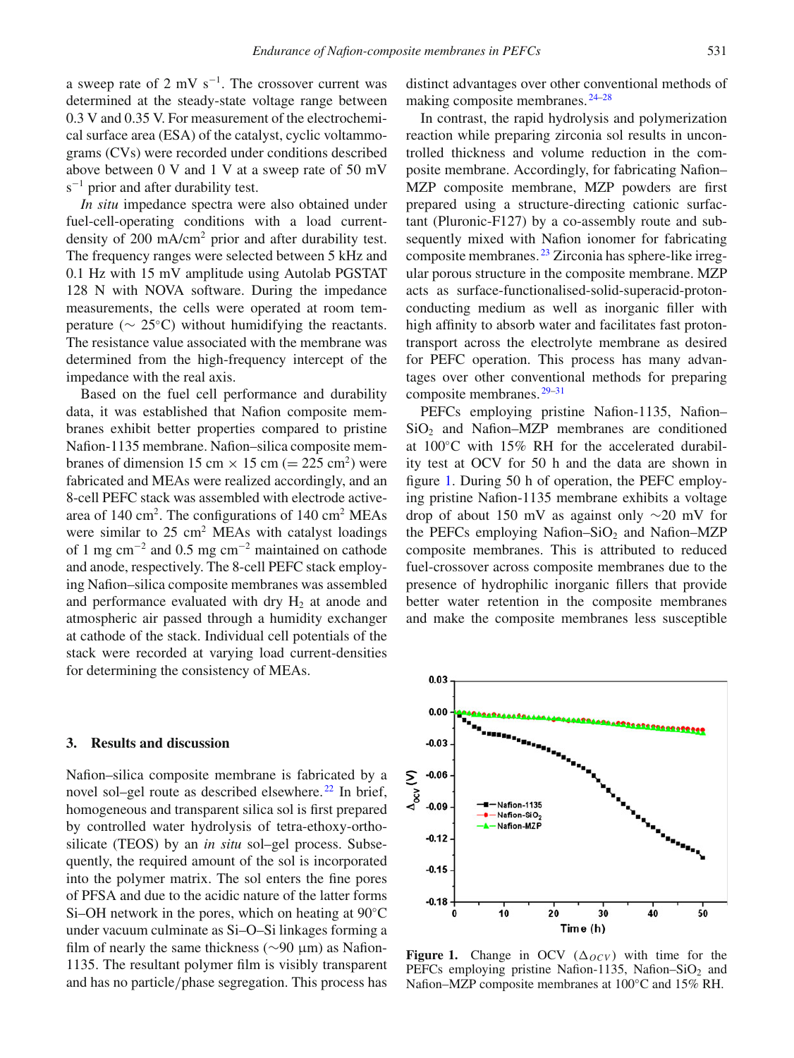a sweep rate of 2 mV $s^{-1}$. The crossover current was determined at the steady-state voltage range between 0.3 V and 0.35 V. For measurement of the electrochemical surface area (ESA) of the catalyst, cyclic voltammograms (CVs) were recorded under conditions described above between 0 V and 1 V at a sweep rate of 50 mV $s^{-1}$ prior and after durability test.

*In situ* impedance spectra were also obtained under fuel-cell-operating conditions with a load current-density of 200 mA/$cm^2$ prior and after durability test. The frequency ranges were selected between 5 kHz and 0.1 Hz with 15 mV amplitude using Autolab PGSTAT 128 N with NOVA software. During the impedance measurements, the cells were operated at room temperature (∼ 25°C) without humidifying the reactants. The resistance value associated with the membrane was determined from the high-frequency intercept of the impedance with the real axis.

Based on the fuel cell performance and durability data, it was established that Nafion composite membranes exhibit better properties compared to pristine Nafion-1135 membrane. Nafion–silica composite membranes of dimension 15 cm × 15 cm (= 225 $cm^2$) were fabricated and MEAs were realized accordingly, and an 8-cell PEFC stack was assembled with electrode active-area of 140 $cm^2$. The configurations of 140 $cm^2$ MEAs were similar to 25 $cm^2$ MEAs with catalyst loadings of 1 mg $cm^{-2}$ and 0.5 mg $cm^{-2}$ maintained on cathode and anode, respectively. The 8-cell PEFC stack employing Nafion–silica composite membranes was assembled and performance evaluated with dry $H_2$ at anode and atmospheric air passed through a humidity exchanger at cathode of the stack. Individual cell potentials of the stack were recorded at varying load current-densities for determining the consistency of MEAs.

## 3. Results and discussion

Nafion–silica composite membrane is fabricated by a novel sol–gel route as described elsewhere.[22] In brief, homogeneous and transparent silica sol is first prepared by controlled water hydrolysis of tetra-ethoxy-ortho-silicate (TEOS) by an *in situ* sol–gel process. Subsequently, the required amount of the sol is incorporated into the polymer matrix. The sol enters the fine pores of PFSA and due to the acidic nature of the latter forms Si–OH network in the pores, which on heating at 90°C under vacuum culminate as Si–O–Si linkages forming a film of nearly the same thickness (∼90 μm) as Nafion-1135. The resultant polymer film is visibly transparent and has no particle/phase segregation. This process has distinct advantages over other conventional methods of making composite membranes.[24–28]

In contrast, the rapid hydrolysis and polymerization reaction while preparing zirconia sol results in uncontrolled thickness and volume reduction in the composite membrane. Accordingly, for fabricating Nafion–MZP composite membrane, MZP powders are first prepared using a structure-directing cationic surfactant (Pluronic-F127) by a co-assembly route and subsequently mixed with Nafion ionomer for fabricating composite membranes.[23] Zirconia has sphere-like irregular porous structure in the composite membrane. MZP acts as surface-functionalised-solid-superacid-proton-conducting medium as well as inorganic filler with high affinity to absorb water and facilitates fast proton-transport across the electrolyte membrane as desired for PEFC operation. This process has many advantages over other conventional methods for preparing composite membranes.[29–31]

PEFCs employing pristine Nafion-1135, Nafion–$SiO_2$ and Nafion–MZP membranes are conditioned at 100°C with 15% RH for the accelerated durability test at OCV for 50 h and the data are shown in figure 1. During 50 h of operation, the PEFC employing pristine Nafion-1135 membrane exhibits a voltage drop of about 150 mV as against only ∼20 mV for the PEFCs employing Nafion–$SiO_2$ and Nafion–MZP composite membranes. This is attributed to reduced fuel-crossover across composite membranes due to the presence of hydrophilic inorganic fillers that provide better water retention in the composite membranes and make the composite membranes less susceptible

**Figure 1.** Change in OCV ($\Delta_{OCV}$) with time for the PEFCs employing pristine Nafion-1135, Nafion–$SiO_2$ and Nafion–MZP composite membranes at 100°C and 15% RH.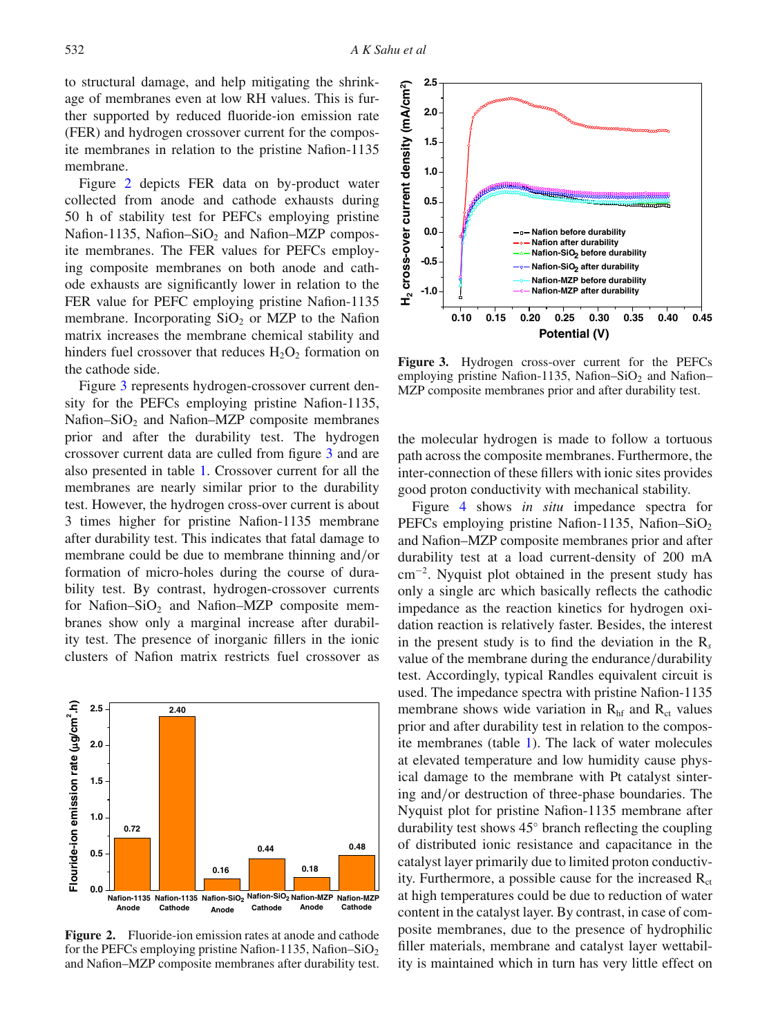to structural damage, and help mitigating the shrinkage of membranes even at low RH values. This is further supported by reduced fluoride-ion emission rate (FER) and hydrogen crossover current for the composite membranes in relation to the pristine Nafion-1135 membrane.

Figure 2 depicts FER data on by-product water collected from anode and cathode exhausts during 50 h of stability test for PEFCs employing pristine Nafion-1135, Nafion–$SiO_2$ and Nafion–MZP composite membranes. The FER values for PEFCs employing composite membranes on both anode and cathode exhausts are significantly lower in relation to the FER value for PEFC employing pristine Nafion-1135 membrane. Incorporating $SiO_2$ or MZP to the Nafion matrix increases the membrane chemical stability and hinders fuel crossover that reduces $H_2O_2$ formation on the cathode side.

Figure 3 represents hydrogen-crossover current density for the PEFCs employing pristine Nafion-1135, Nafion–$SiO_2$ and Nafion–MZP composite membranes prior and after the durability test. The hydrogen crossover current data are culled from figure 3 and are also presented in table 1. Crossover current for all the membranes are nearly similar prior to the durability test. However, the hydrogen cross-over current is about 3 times higher for pristine Nafion-1135 membrane after durability test. This indicates that fatal damage to membrane could be due to membrane thinning and/or formation of micro-holes during the course of durability test. By contrast, hydrogen-crossover currents for Nafion–$SiO_2$ and Nafion–MZP composite membranes show only a marginal increase after durability test. The presence of inorganic fillers in the ionic clusters of Nafion matrix restricts fuel crossover as the molecular hydrogen is made to follow a tortuous path across the composite membranes. Furthermore, the inter-connection of these fillers with ionic sites provides good proton conductivity with mechanical stability.

**Figure 2.** Fluoride-ion emission rates at anode and cathode for the PEFCs employing pristine Nafion-1135, Nafion–$SiO_2$ and Nafion–MZP composite membranes after durability test.

**Figure 3.** Hydrogen cross-over current for the PEFCs employing pristine Nafion-1135, Nafion–$SiO_2$ and Nafion–MZP composite membranes prior and after durability test.

Figure 4 shows *in situ* impedance spectra for PEFCs employing pristine Nafion-1135, Nafion–$SiO_2$ and Nafion–MZP composite membranes prior and after durability test at a load current-density of 200 mA $cm^{-2}$. Nyquist plot obtained in the present study has only a single arc which basically reflects the cathodic impedance as the reaction kinetics for hydrogen oxidation reaction is relatively faster. Besides, the interest in the present study is to find the deviation in the $R_s$ value of the membrane during the endurance/durability test. Accordingly, typical Randles equivalent circuit is used. The impedance spectra with pristine Nafion-1135 membrane shows wide variation in $R_{hf}$ and $R_{ct}$ values prior and after durability test in relation to the composite membranes (table 1). The lack of water molecules at elevated temperature and low humidity cause physical damage to the membrane with Pt catalyst sintering and/or destruction of three-phase boundaries. The Nyquist plot for pristine Nafion-1135 membrane after durability test shows 45° branch reflecting the coupling of distributed ionic resistance and capacitance in the catalyst layer primarily due to limited proton conductivity. Furthermore, a possible cause for the increased $R_{ct}$ at high temperatures could be due to reduction of water content in the catalyst layer. By contrast, in case of composite membranes, due to the presence of hydrophilic filler materials, membrane and catalyst layer wettability is maintained which in turn has very little effect on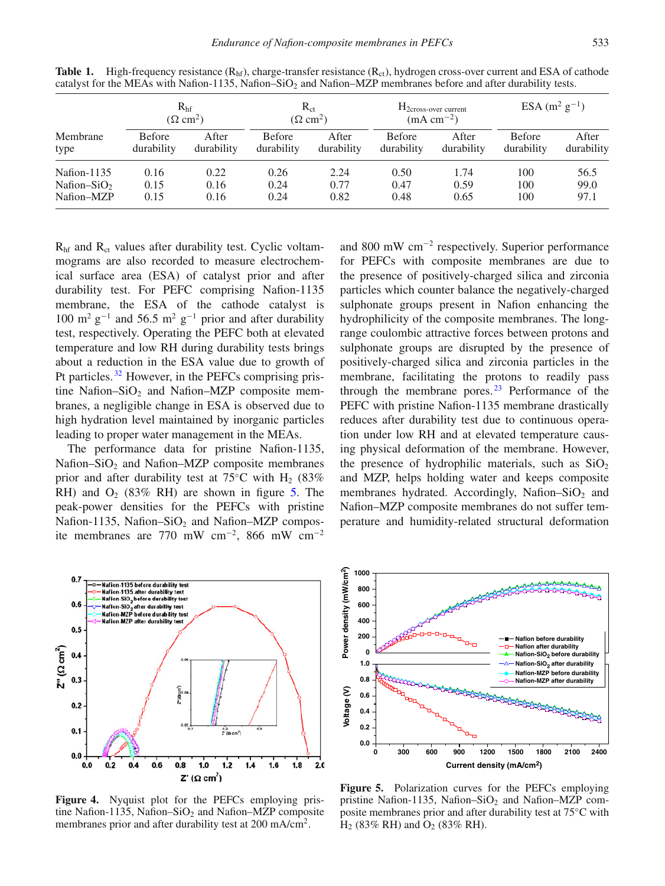**Table 1.** High-frequency resistance ($R_{hf}$), charge-transfer resistance ($R_{ct}$), hydrogen cross-over current and ESA of cathode catalyst for the MEAs with Nafion-1135, Nafion–$SiO_2$ and Nafion–MZP membranes before and after durability tests.

| Membrane type | $R_{hf}$ ($\Omega$ cm$^2$) Before durability | $R_{hf}$ ($\Omega$ cm$^2$) After durability | $R_{ct}$ ($\Omega$ cm$^2$) Before durability | $R_{ct}$ ($\Omega$ cm$^2$) After durability | $H_{2\text{cross-over current}}$ (mA cm$^{-2}$) Before durability | $H_{2\text{cross-over current}}$ (mA cm$^{-2}$) After durability | ESA (m$^2$ g$^{-1}$) Before durability | ESA (m$^2$ g$^{-1}$) After durability |
|---|---|---|---|---|---|---|---|---|
| Nafion-1135 | 0.16 | 0.22 | 0.26 | 2.24 | 0.50 | 1.74 | 100 | 56.5 |
| Nafion–$SiO_2$ | 0.15 | 0.16 | 0.24 | 0.77 | 0.47 | 0.59 | 100 | 99.0 |
| Nafion–MZP | 0.15 | 0.16 | 0.24 | 0.82 | 0.48 | 0.65 | 100 | 97.1 |

$R_{hf}$ and $R_{ct}$ values after durability test. Cyclic voltammograms are also recorded to measure electrochemical surface area (ESA) of catalyst prior and after durability test. For PEFC comprising Nafion-1135 membrane, the ESA of the cathode catalyst is 100 m$^2$ g$^{-1}$ and 56.5 m$^2$ g$^{-1}$ prior and after durability test, respectively. Operating the PEFC both at elevated temperature and low RH during durability tests brings about a reduction in the ESA value due to growth of Pt particles.[32] However, in the PEFCs comprising pristine Nafion–$SiO_2$ and Nafion–MZP composite membranes, a negligible change in ESA is observed due to high hydration level maintained by inorganic particles leading to proper water management in the MEAs.

The performance data for pristine Nafion-1135, Nafion–$SiO_2$ and Nafion–MZP composite membranes prior and after durability test at 75°C with $H_2$ (83% RH) and $O_2$ (83% RH) are shown in figure 5. The peak-power densities for the PEFCs with pristine Nafion-1135, Nafion–$SiO_2$ and Nafion–MZP composite membranes are 770 mW cm$^{-2}$, 866 mW cm$^{-2}$ and 800 mW cm$^{-2}$ respectively. Superior performance for PEFCs with composite membranes are due to the presence of positively-charged silica and zirconia particles which counter balance the negatively-charged sulphonate groups present in Nafion enhancing the hydrophilicity of the composite membranes. The long-range coulombic attractive forces between protons and sulphonate groups are disrupted by the presence of positively-charged silica and zirconia particles in the membrane, facilitating the protons to readily pass through the membrane pores.[23] Performance of the PEFC with pristine Nafion-1135 membrane drastically reduces after durability test due to continuous operation under low RH and at elevated temperature causing physical deformation of the membrane. However, the presence of hydrophilic materials, such as $SiO_2$ and MZP, helps holding water and keeps composite membranes hydrated. Accordingly, Nafion–$SiO_2$ and Nafion–MZP composite membranes do not suffer temperature and humidity-related structural deformation

**Figure 4.** Nyquist plot for the PEFCs employing pristine Nafion-1135, Nafion–$SiO_2$ and Nafion–MZP composite membranes prior and after durability test at 200 mA/cm$^2$.

**Figure 5.** Polarization curves for the PEFCs employing pristine Nafion-1135, Nafion–$SiO_2$ and Nafion–MZP composite membranes prior and after durability test at 75°C with $H_2$ (83% RH) and $O_2$ (83% RH).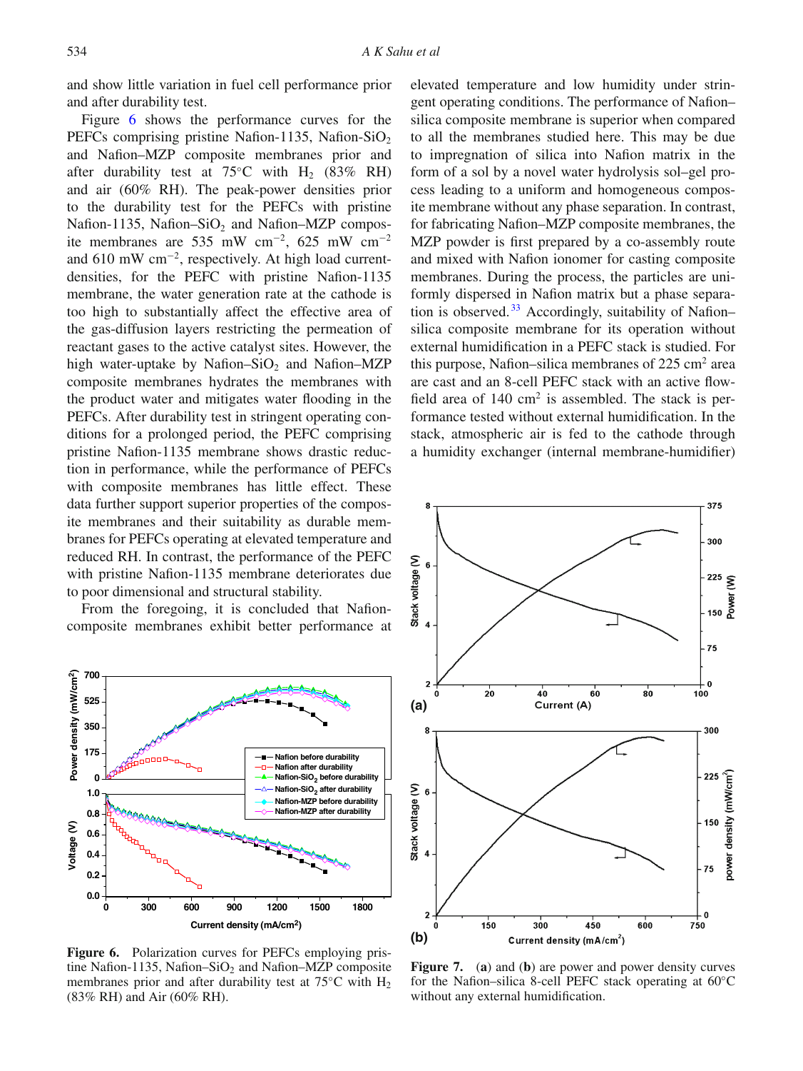and show little variation in fuel cell performance prior and after durability test.

Figure 6 shows the performance curves for the PEFCs comprising pristine Nafion-1135, Nafion-$SiO_2$ and Nafion–MZP composite membranes prior and after durability test at 75°C with $H_2$ (83% RH) and air (60% RH). The peak-power densities prior to the durability test for the PEFCs with pristine Nafion-1135, Nafion–$SiO_2$ and Nafion–MZP composite membranes are 535 mW $cm^{-2}$, 625 mW $cm^{-2}$ and 610 mW $cm^{-2}$, respectively. At high load current-densities, for the PEFC with pristine Nafion-1135 membrane, the water generation rate at the cathode is too high to substantially affect the effective area of the gas-diffusion layers restricting the permeation of reactant gases to the active catalyst sites. However, the high water-uptake by Nafion–$SiO_2$ and Nafion–MZP composite membranes hydrates the membranes with the product water and mitigates water flooding in the PEFCs. After durability test in stringent operating conditions for a prolonged period, the PEFC comprising pristine Nafion-1135 membrane shows drastic reduction in performance, while the performance of PEFCs with composite membranes has little effect. These data further support superior properties of the composite membranes and their suitability as durable membranes for PEFCs operating at elevated temperature and reduced RH. In contrast, the performance of the PEFC with pristine Nafion-1135 membrane deteriorates due to poor dimensional and structural stability.

From the foregoing, it is concluded that Nafion-composite membranes exhibit better performance at elevated temperature and low humidity under stringent operating conditions. The performance of Nafion–silica composite membrane is superior when compared to all the membranes studied here. This may be due to impregnation of silica into Nafion matrix in the form of a sol by a novel water hydrolysis sol–gel process leading to a uniform and homogeneous composite membrane without any phase separation. In contrast, for fabricating Nafion–MZP composite membranes, the MZP powder is first prepared by a co-assembly route and mixed with Nafion ionomer for casting composite membranes. During the process, the particles are uniformly dispersed in Nafion matrix but a phase separation is observed.[33] Accordingly, suitability of Nafion–silica composite membrane for its operation without external humidification in a PEFC stack is studied. For this purpose, Nafion–silica membranes of 225 $cm^2$ area are cast and an 8-cell PEFC stack with an active flow-field area of 140 $cm^2$ is assembled. The stack is performance tested without external humidification. In the stack, atmospheric air is fed to the cathode through a humidity exchanger (internal membrane-humidifier)

**Figure 6.** Polarization curves for PEFCs employing pristine Nafion-1135, Nafion–$SiO_2$ and Nafion–MZP composite membranes prior and after durability test at 75°C with $H_2$ (83% RH) and Air (60% RH).

**Figure 7.** (**a**) and (**b**) are power and power density curves for the Nafion–silica 8-cell PEFC stack operating at 60°C without any external humidification.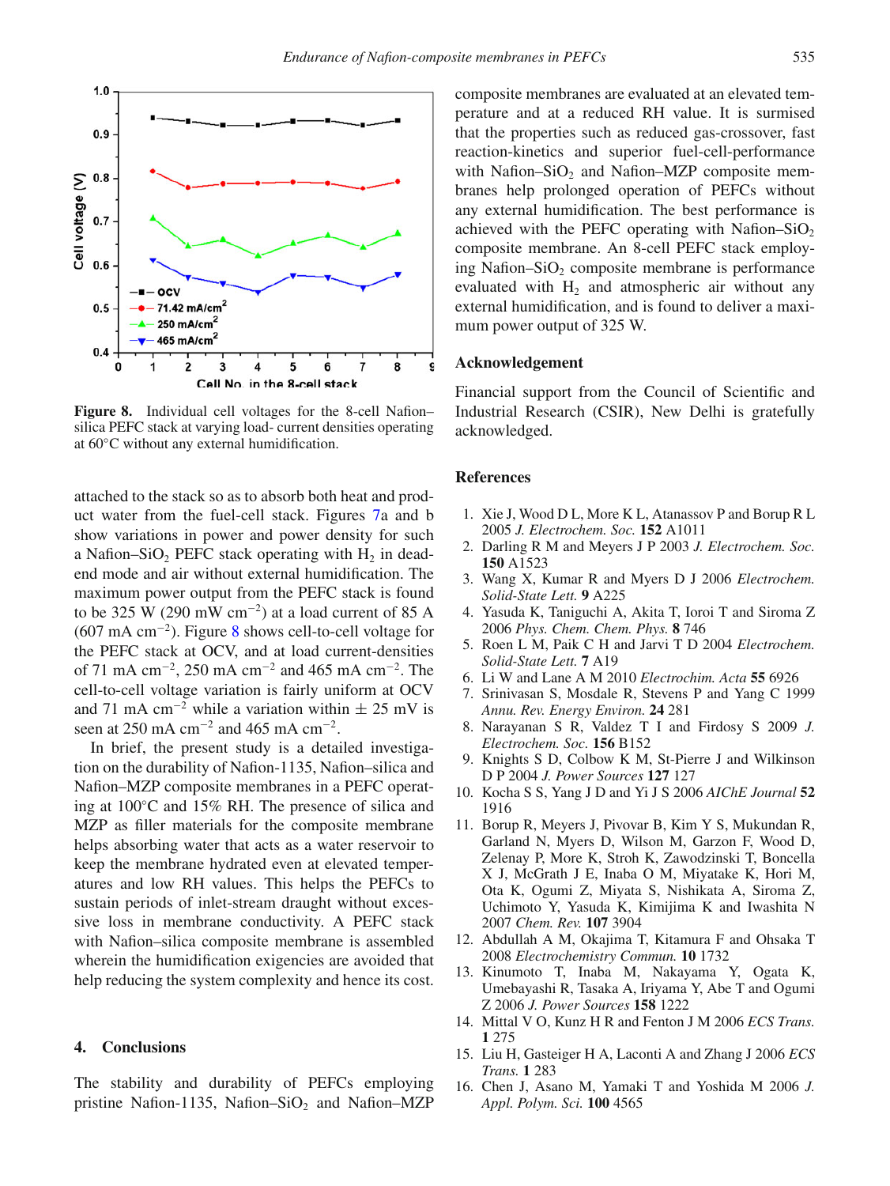Figure 8. Individual cell voltages for the 8-cell Nafion–silica PEFC stack at varying load- current densities operating at 60°C without any external humidification.

attached to the stack so as to absorb both heat and product water from the fuel-cell stack. Figures 7a and b show variations in power and power density for such a Nafion–$SiO_2$ PEFC stack operating with $H_2$ in dead-end mode and air without external humidification. The maximum power output from the PEFC stack is found to be 325 W (290 mW $cm^{-2}$) at a load current of 85 A (607 mA $cm^{-2}$). Figure 8 shows cell-to-cell voltage for the PEFC stack at OCV, and at load current-densities of 71 mA $cm^{-2}$, 250 mA $cm^{-2}$ and 465 mA $cm^{-2}$. The cell-to-cell voltage variation is fairly uniform at OCV and 71 mA $cm^{-2}$ while a variation within ± 25 mV is seen at 250 mA $cm^{-2}$ and 465 mA $cm^{-2}$.

In brief, the present study is a detailed investigation on the durability of Nafion-1135, Nafion–silica and Nafion–MZP composite membranes in a PEFC operating at 100°C and 15% RH. The presence of silica and MZP as filler materials for the composite membrane helps absorbing water that acts as a water reservoir to keep the membrane hydrated even at elevated temperatures and low RH values. This helps the PEFCs to sustain periods of inlet-stream draught without excessive loss in membrane conductivity. A PEFC stack with Nafion–silica composite membrane is assembled wherein the humidification exigencies are avoided that help reducing the system complexity and hence its cost.

## 4. Conclusions

The stability and durability of PEFCs employing pristine Nafion-1135, Nafion–$SiO_2$ and Nafion–MZP composite membranes are evaluated at an elevated temperature and at a reduced RH value. It is surmised that the properties such as reduced gas-crossover, fast reaction-kinetics and superior fuel-cell-performance with Nafion–$SiO_2$ and Nafion–MZP composite membranes help prolonged operation of PEFCs without any external humidification. The best performance is achieved with the PEFC operating with Nafion–$SiO_2$ composite membrane. An 8-cell PEFC stack employing Nafion–$SiO_2$ composite membrane is performance evaluated with $H_2$ and atmospheric air without any external humidification, and is found to deliver a maximum power output of 325 W.

## Acknowledgement

Financial support from the Council of Scientific and Industrial Research (CSIR), New Delhi is gratefully acknowledged.

## References

1. Xie J, Wood D L, More K L, Atanassov P and Borup R L 2005 *J. Electrochem. Soc.* **152** A1011
2. Darling R M and Meyers J P 2003 *J. Electrochem. Soc.* **150** A1523
3. Wang X, Kumar R and Myers D J 2006 *Electrochem. Solid-State Lett.* **9** A225
4. Yasuda K, Taniguchi A, Akita T, Ioroi T and Siroma Z 2006 *Phys. Chem. Chem. Phys.* **8** 746
5. Roen L M, Paik C H and Jarvi T D 2004 *Electrochem. Solid-State Lett.* **7** A19
6. Li W and Lane A M 2010 *Electrochim. Acta* **55** 6926
7. Srinivasan S, Mosdale R, Stevens P and Yang C 1999 *Annu. Rev. Energy Environ.* **24** 281
8. Narayanan S R, Valdez T I and Firdosy S 2009 *J. Electrochem. Soc.* **156** B152
9. Knights S D, Colbow K M, St-Pierre J and Wilkinson D P 2004 *J. Power Sources* **127** 127
10. Kocha S S, Yang J D and Yi J S 2006 *AIChE Journal* **52** 1916
11. Borup R, Meyers J, Pivovar B, Kim Y S, Mukundan R, Garland N, Myers D, Wilson M, Garzon F, Wood D, Zelenay P, More K, Stroh K, Zawodzinski T, Boncella X J, McGrath J E, Inaba O M, Miyatake K, Hori M, Ota K, Ogumi Z, Miyata S, Nishikata A, Siroma Z, Uchimoto Y, Yasuda K, Kimijima K and Iwashita N 2007 *Chem. Rev.* **107** 3904
12. Abdullah A M, Okajima T, Kitamura F and Ohsaka T 2008 *Electrochemistry Commun.* **10** 1732
13. Kinumoto T, Inaba M, Nakayama Y, Ogata K, Umebayashi R, Tasaka A, Iriyama Y, Abe T and Ogumi Z 2006 *J. Power Sources* **158** 1222
14. Mittal V O, Kunz H R and Fenton J M 2006 *ECS Trans.* **1** 275
15. Liu H, Gasteiger H A, Laconti A and Zhang J 2006 *ECS Trans.* **1** 283
16. Chen J, Asano M, Yamaki T and Yoshida M 2006 *J. Appl. Polym. Sci.* **100** 4565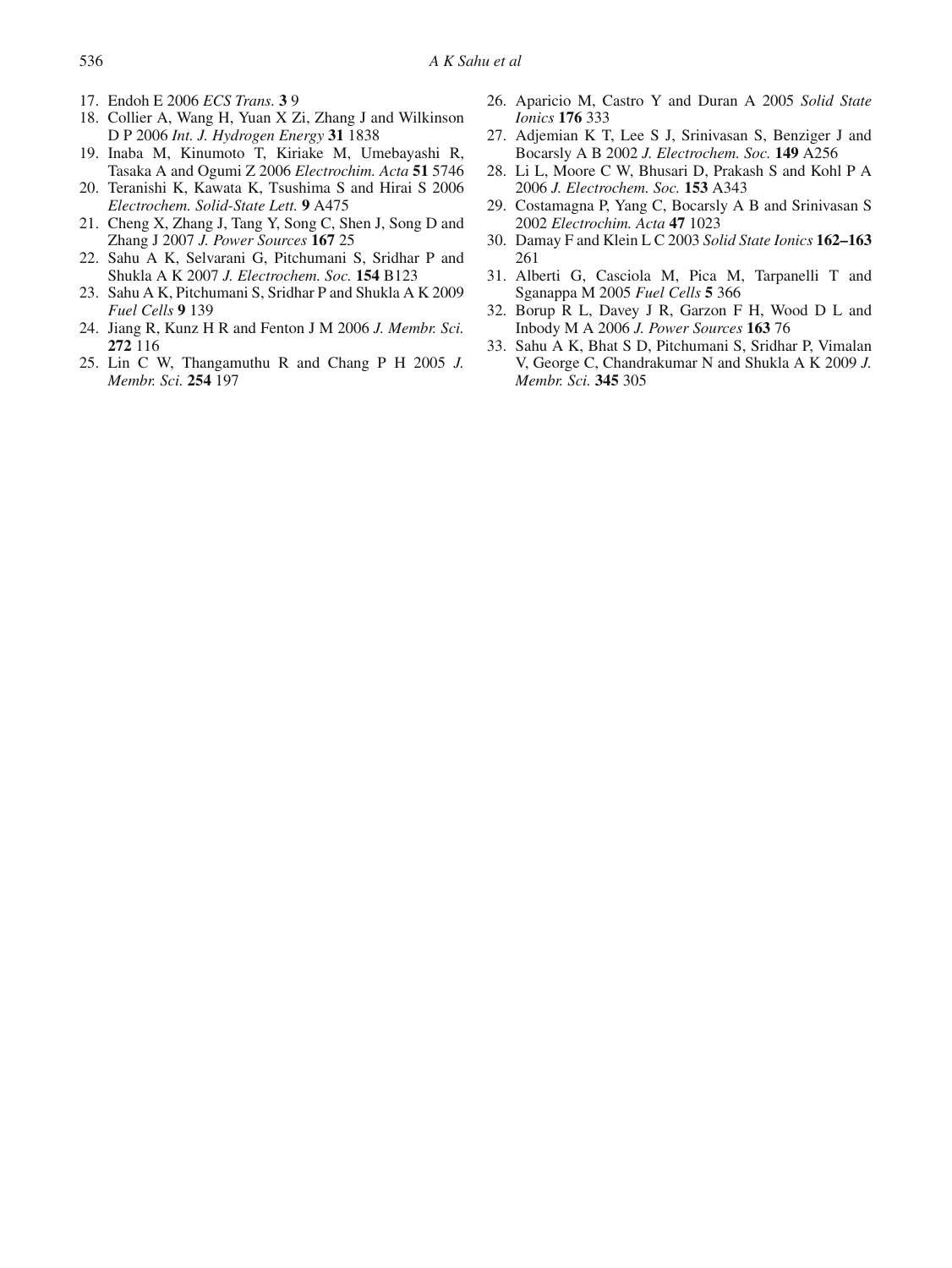17. Endoh E 2006 *ECS Trans.* **3** 9
18. Collier A, Wang H, Yuan X Zi, Zhang J and Wilkinson D P 2006 *Int. J. Hydrogen Energy* **31** 1838
19. Inaba M, Kinumoto T, Kiriake M, Umebayashi R, Tasaka A and Ogumi Z 2006 *Electrochim. Acta* **51** 5746
20. Teranishi K, Kawata K, Tsushima S and Hirai S 2006 *Electrochem. Solid-State Lett.* **9** A475
21. Cheng X, Zhang J, Tang Y, Song C, Shen J, Song D and Zhang J 2007 *J. Power Sources* **167** 25
22. Sahu A K, Selvarani G, Pitchumani S, Sridhar P and Shukla A K 2007 *J. Electrochem. Soc.* **154** B123
23. Sahu A K, Pitchumani S, Sridhar P and Shukla A K 2009 *Fuel Cells* **9** 139
24. Jiang R, Kunz H R and Fenton J M 2006 *J. Membr. Sci.* **272** 116
25. Lin C W, Thangamuthu R and Chang P H 2005 *J. Membr. Sci.* **254** 197
26. Aparicio M, Castro Y and Duran A 2005 *Solid State Ionics* **176** 333
27. Adjemian K T, Lee S J, Srinivasan S, Benziger J and Bocarsly A B 2002 *J. Electrochem. Soc.* **149** A256
28. Li L, Moore C W, Bhusari D, Prakash S and Kohl P A 2006 *J. Electrochem. Soc.* **153** A343
29. Costamagna P, Yang C, Bocarsly A B and Srinivasan S 2002 *Electrochim. Acta* **47** 1023
30. Damay F and Klein L C 2003 *Solid State Ionics* **162–163** 261
31. Alberti G, Casciola M, Pica M, Tarpanelli T and Sganappa M 2005 *Fuel Cells* **5** 366
32. Borup R L, Davey J R, Garzon F H, Wood D L and Inbody M A 2006 *J. Power Sources* **163** 76
33. Sahu A K, Bhat S D, Pitchumani S, Sridhar P, Vimalan V, George C, Chandrakumar N and Shukla A K 2009 *J. Membr. Sci.* **345** 305